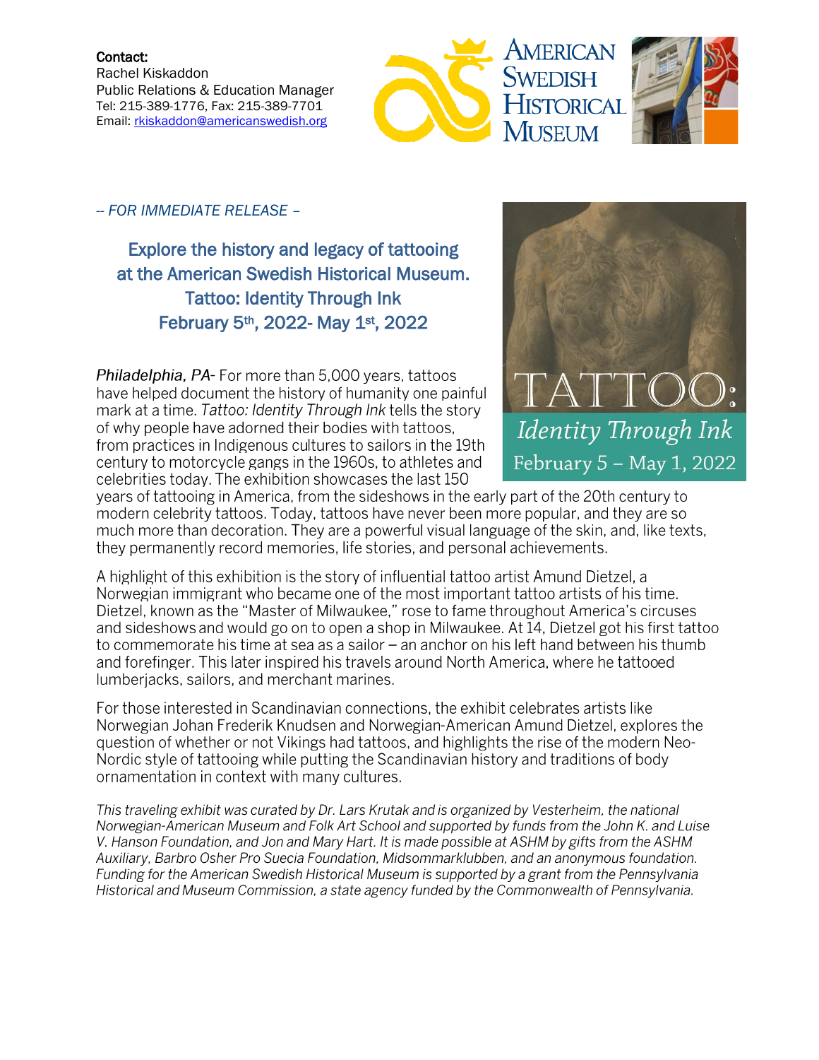**Contact:**
Rachel Kiskaddon
Public Relations & Education Manager
Tel: 215-389-1776, Fax: 215-389-7701
Email: rkiskaddon@americanswedish.org

AMERICAN SWEDISH HISTORICAL MUSEUM

*-- FOR IMMEDIATE RELEASE –*

## Explore the history and legacy of tattooing at the American Swedish Historical Museum. Tattoo: Identity Through Ink February 5th, 2022- May 1st, 2022

TATTOO: *Identity Through Ink* February 5 – May 1, 2022

*Philadelphia, PA*- For more than 5,000 years, tattoos have helped document the history of humanity one painful mark at a time. *Tattoo: Identity Through Ink* tells the story of why people have adorned their bodies with tattoos, from practices in Indigenous cultures to sailors in the 19th century to motorcycle gangs in the 1960s, to athletes and celebrities today. The exhibition showcases the last 150 years of tattooing in America, from the sideshows in the early part of the 20th century to modern celebrity tattoos. Today, tattoos have never been more popular, and they are so much more than decoration. They are a powerful visual language of the skin, and, like texts, they permanently record memories, life stories, and personal achievements.

A highlight of this exhibition is the story of influential tattoo artist Amund Dietzel, a Norwegian immigrant who became one of the most important tattoo artists of his time. Dietzel, known as the "Master of Milwaukee," rose to fame throughout America's circuses and sideshows and would go on to open a shop in Milwaukee. At 14, Dietzel got his first tattoo to commemorate his time at sea as a sailor – an anchor on his left hand between his thumb and forefinger. This later inspired his travels around North America, where he tattooed lumberjacks, sailors, and merchant marines.

For those interested in Scandinavian connections, the exhibit celebrates artists like Norwegian Johan Frederik Knudsen and Norwegian-American Amund Dietzel, explores the question of whether or not Vikings had tattoos, and highlights the rise of the modern Neo-Nordic style of tattooing while putting the Scandinavian history and traditions of body ornamentation in context with many cultures.

*This traveling exhibit was curated by Dr. Lars Krutak and is organized by Vesterheim, the national Norwegian-American Museum and Folk Art School and supported by funds from the John K. and Luise V. Hanson Foundation, and Jon and Mary Hart. It is made possible at ASHM by gifts from the ASHM Auxiliary, Barbro Osher Pro Suecia Foundation, Midsommarklubben, and an anonymous foundation. Funding for the American Swedish Historical Museum is supported by a grant from the Pennsylvania Historical and Museum Commission, a state agency funded by the Commonwealth of Pennsylvania.*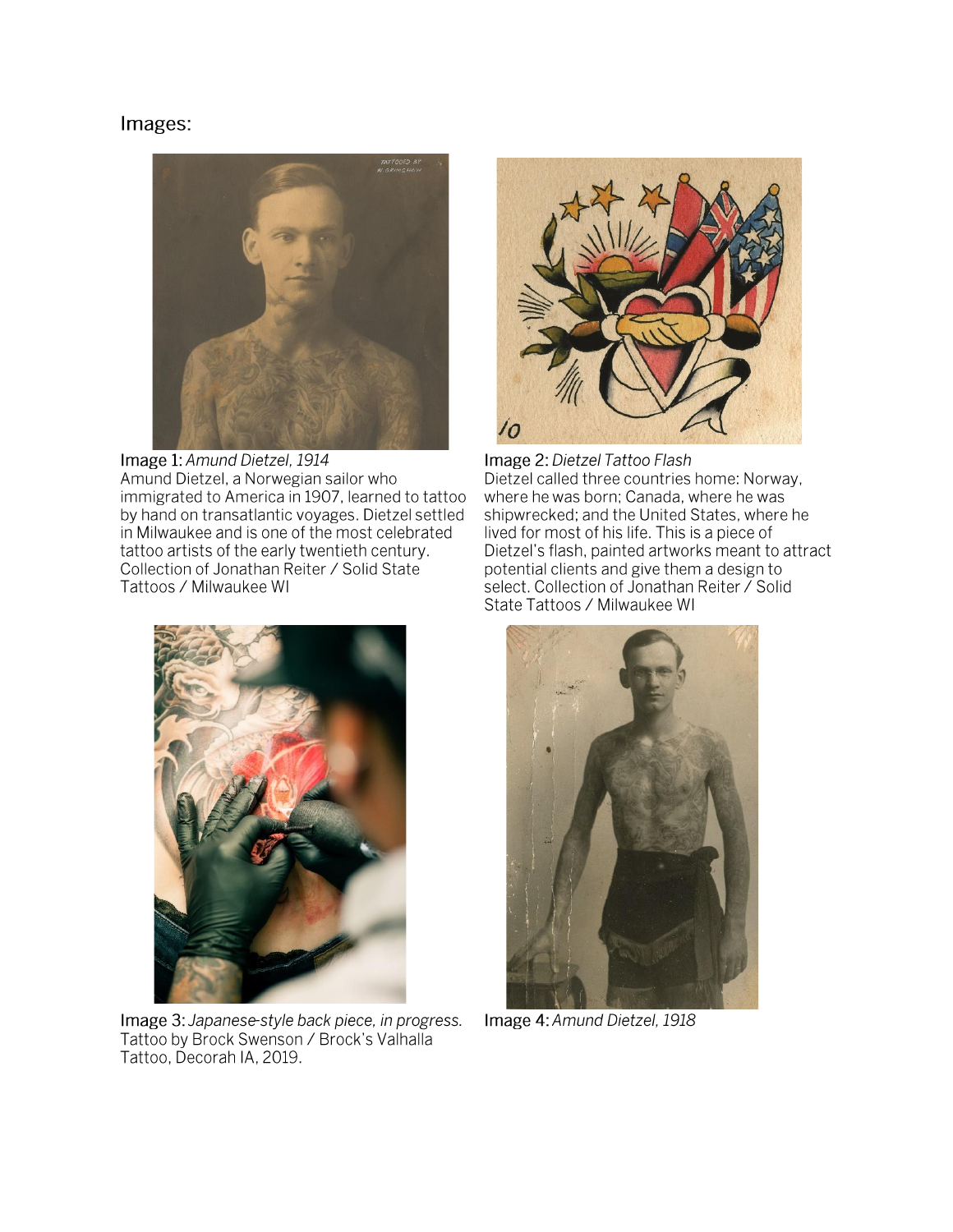Images:

Image 1: *Amund Dietzel, 1914*
Amund Dietzel, a Norwegian sailor who immigrated to America in 1907, learned to tattoo by hand on transatlantic voyages. Dietzel settled in Milwaukee and is one of the most celebrated tattoo artists of the early twentieth century. Collection of Jonathan Reiter / Solid State Tattoos / Milwaukee WI

Image 2: *Dietzel Tattoo Flash*
Dietzel called three countries home: Norway, where he was born; Canada, where he was shipwrecked; and the United States, where he lived for most of his life. This is a piece of Dietzel's flash, painted artworks meant to attract potential clients and give them a design to select. Collection of Jonathan Reiter / Solid State Tattoos / Milwaukee WI

Image 3: *Japanese-style back piece, in progress.* Tattoo by Brock Swenson / Brock's Valhalla Tattoo, Decorah IA, 2019.

Image 4: *Amund Dietzel, 1918*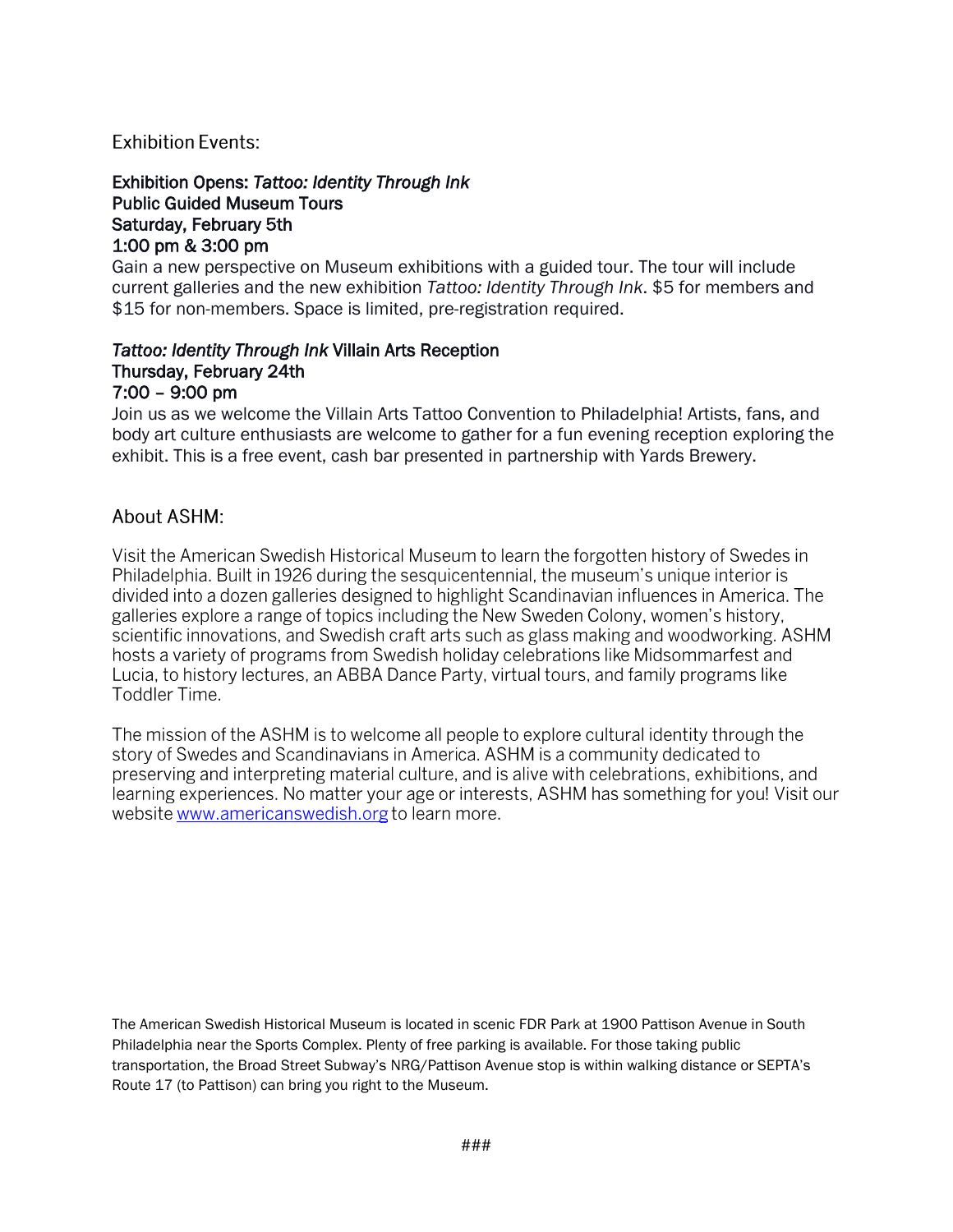## Exhibition Events:

**Exhibition Opens: *Tattoo: Identity Through Ink***
**Public Guided Museum Tours**
**Saturday, February 5th**
**1:00 pm & 3:00 pm**

Gain a new perspective on Museum exhibitions with a guided tour. The tour will include current galleries and the new exhibition *Tattoo: Identity Through Ink*. $5 for members and $15 for non-members. Space is limited, pre-registration required.

***Tattoo: Identity Through Ink* Villain Arts Reception**
**Thursday, February 24th**
**7:00 – 9:00 pm**

Join us as we welcome the Villain Arts Tattoo Convention to Philadelphia! Artists, fans, and body art culture enthusiasts are welcome to gather for a fun evening reception exploring the exhibit. This is a free event, cash bar presented in partnership with Yards Brewery.

## About ASHM:

Visit the American Swedish Historical Museum to learn the forgotten history of Swedes in Philadelphia. Built in 1926 during the sesquicentennial, the museum's unique interior is divided into a dozen galleries designed to highlight Scandinavian influences in America. The galleries explore a range of topics including the New Sweden Colony, women's history, scientific innovations, and Swedish craft arts such as glass making and woodworking. ASHM hosts a variety of programs from Swedish holiday celebrations like Midsommarfest and Lucia, to history lectures, an ABBA Dance Party, virtual tours, and family programs like Toddler Time.

The mission of the ASHM is to welcome all people to explore cultural identity through the story of Swedes and Scandinavians in America. ASHM is a community dedicated to preserving and interpreting material culture, and is alive with celebrations, exhibitions, and learning experiences. No matter your age or interests, ASHM has something for you! Visit our website [www.americanswedish.org](http://www.americanswedish.org) to learn more.

The American Swedish Historical Museum is located in scenic FDR Park at 1900 Pattison Avenue in South Philadelphia near the Sports Complex. Plenty of free parking is available. For those taking public transportation, the Broad Street Subway's NRG/Pattison Avenue stop is within walking distance or SEPTA's Route 17 (to Pattison) can bring you right to the Museum.

###